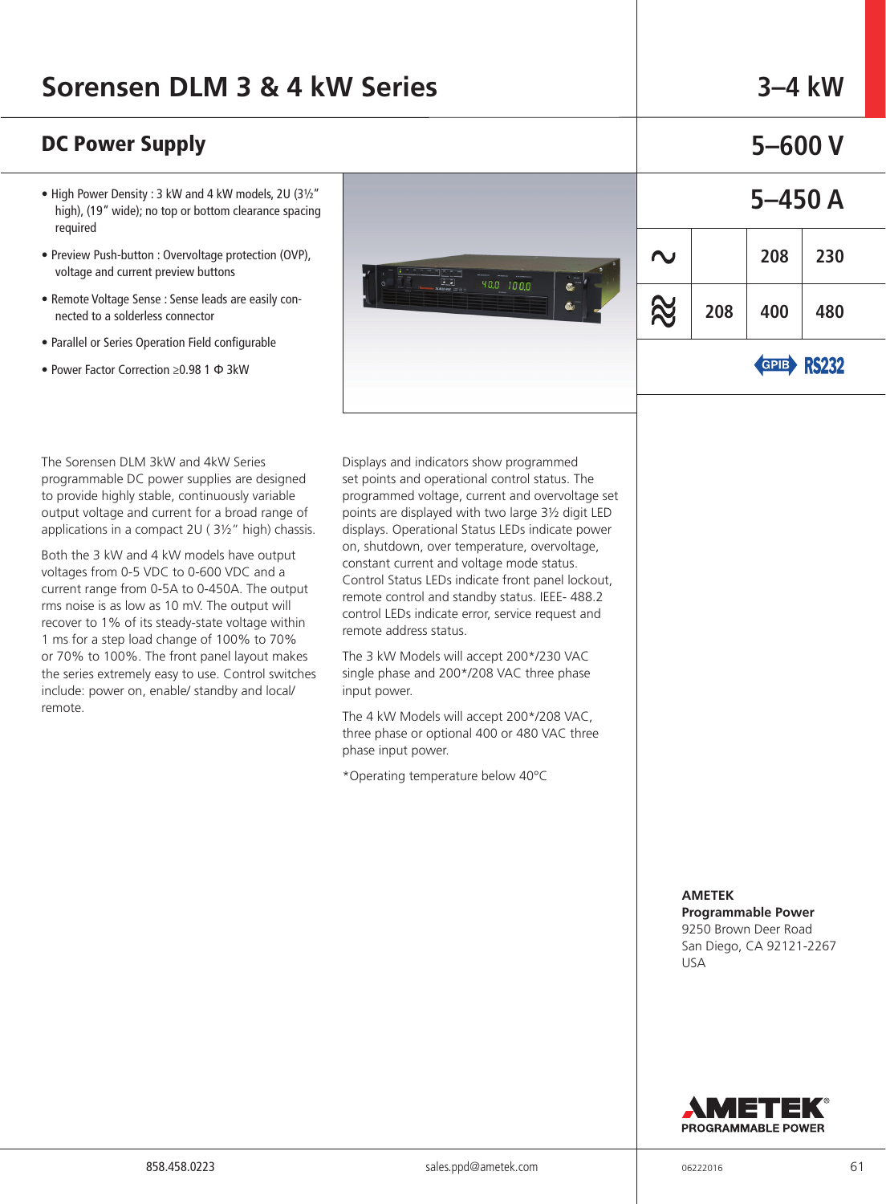# Sorensen DLM 3 & 4 kW Series

3–4 kW

## DC Power Supply

5–600 V

5–450 A

| | | | |
|---|---|---|---|
| ∿ | | 208 | 230 |
| ≋ | 208 | 400 | 480 |

GPIB RS232

- High Power Density : 3 kW and 4 kW models, 2U (3½" high), (19" wide); no top or bottom clearance spacing required
- Preview Push-button : Overvoltage protection (OVP), voltage and current preview buttons
- Remote Voltage Sense : Sense leads are easily connected to a solderless connector
- Parallel or Series Operation Field configurable
- Power Factor Correction ≥0.98 1 Φ 3kW

The Sorensen DLM 3kW and 4kW Series programmable DC power supplies are designed to provide highly stable, continuously variable output voltage and current for a broad range of applications in a compact 2U ( 3½" high) chassis.

Both the 3 kW and 4 kW models have output voltages from 0-5 VDC to 0-600 VDC and a current range from 0-5A to 0-450A. The output rms noise is as low as 10 mV. The output will recover to 1% of its steady-state voltage within 1 ms for a step load change of 100% to 70% or 70% to 100%. The front panel layout makes the series extremely easy to use. Control switches include: power on, enable/ standby and local/ remote.

Displays and indicators show programmed set points and operational control status. The programmed voltage, current and overvoltage set points are displayed with two large 3½ digit LED displays. Operational Status LEDs indicate power on, shutdown, over temperature, overvoltage, constant current and voltage mode status. Control Status LEDs indicate front panel lockout, remote control and standby status. IEEE- 488.2 control LEDs indicate error, service request and remote address status.

The 3 kW Models will accept 200*/230 VAC single phase and 200*/208 VAC three phase input power.

The 4 kW Models will accept 200*/208 VAC, three phase or optional 400 or 480 VAC three phase input power.

*Operating temperature below 40°C

**AMETEK**
**Programmable Power**
9250 Brown Deer Road
San Diego, CA 92121-2267
USA

AMETEK PROGRAMMABLE POWER

858.458.0223 sales.ppd@ametek.com 06222016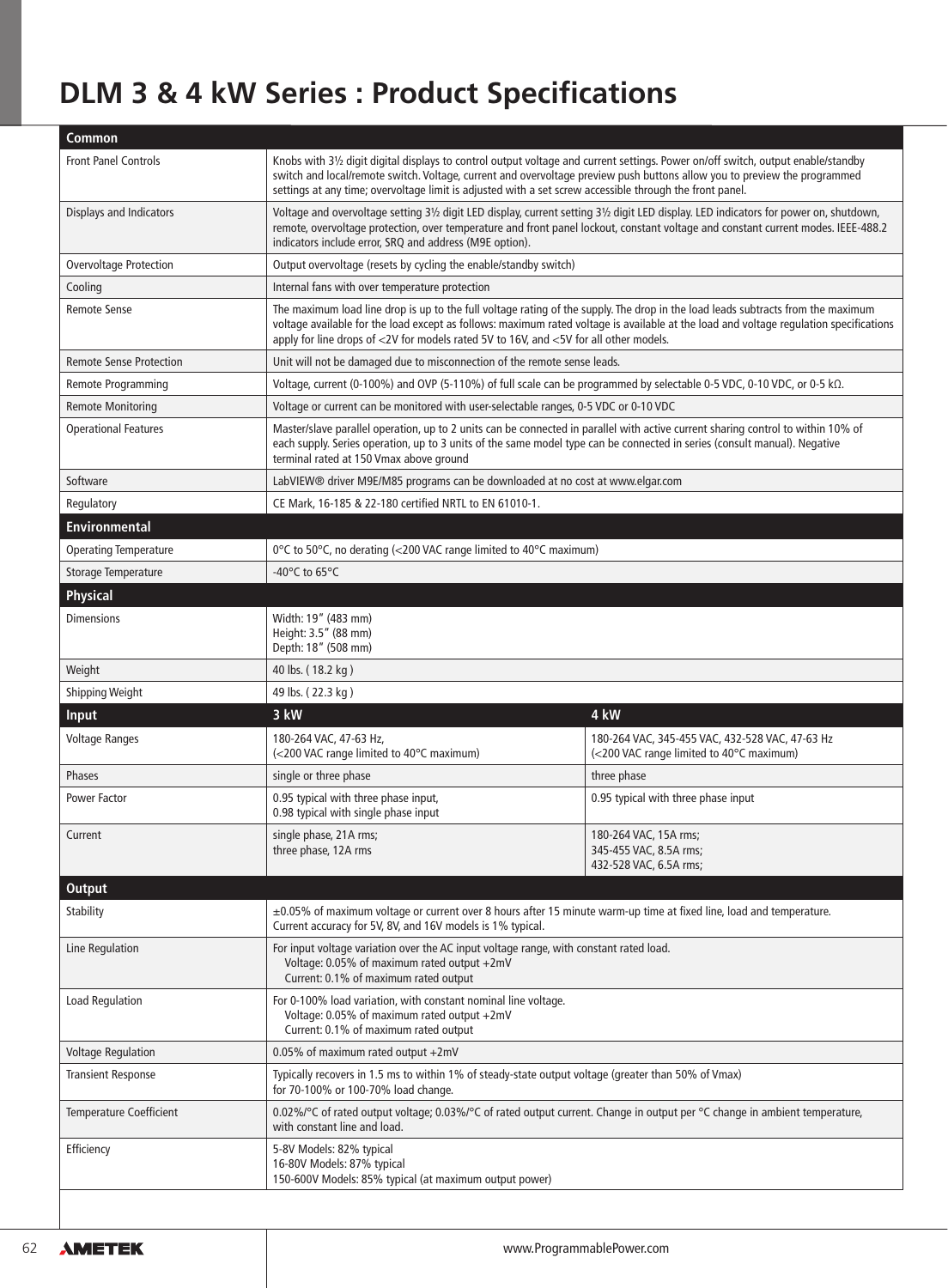# DLM 3 & 4 kW Series : Product Specifications

| Common | |
|---|---|
| Front Panel Controls | Knobs with 3½ digit digital displays to control output voltage and current settings. Power on/off switch, output enable/standby switch and local/remote switch. Voltage, current and overvoltage preview push buttons allow you to preview the programmed settings at any time; overvoltage limit is adjusted with a set screw accessible through the front panel. |
| Displays and Indicators | Voltage and overvoltage setting 3½ digit LED display, current setting 3½ digit LED display. LED indicators for power on, shutdown, remote, overvoltage protection, over temperature and front panel lockout, constant voltage and constant current modes. IEEE-488.2 indicators include error, SRQ and address (M9E option). |
| Overvoltage Protection | Output overvoltage (resets by cycling the enable/standby switch) |
| Cooling | Internal fans with over temperature protection |
| Remote Sense | The maximum load line drop is up to the full voltage rating of the supply. The drop in the load leads subtracts from the maximum voltage available for the load except as follows: maximum rated voltage is available at the load and voltage regulation specifications apply for line drops of <2V for models rated 5V to 16V, and <5V for all other models. |
| Remote Sense Protection | Unit will not be damaged due to misconnection of the remote sense leads. |
| Remote Programming | Voltage, current (0-100%) and OVP (5-110%) of full scale can be programmed by selectable 0-5 VDC, 0-10 VDC, or 0-5 kΩ. |
| Remote Monitoring | Voltage or current can be monitored with user-selectable ranges, 0-5 VDC or 0-10 VDC |
| Operational Features | Master/slave parallel operation, up to 2 units can be connected in parallel with active current sharing control to within 10% of each supply. Series operation, up to 3 units of the same model type can be connected in series (consult manual). Negative terminal rated at 150 Vmax above ground |
| Software | LabVIEW® driver M9E/M85 programs can be downloaded at no cost at www.elgar.com |
| Regulatory | CE Mark, 16-185 & 22-180 certified NRTL to EN 61010-1. |

| Environmental | |
|---|---|
| Operating Temperature | 0°C to 50°C, no derating (<200 VAC range limited to 40°C maximum) |
| Storage Temperature | -40°C to 65°C |

| Physical | |
|---|---|
| Dimensions | Width: 19” (483 mm)<br>Height: 3.5” (88 mm)<br>Depth: 18” (508 mm) |
| Weight | 40 lbs. ( 18.2 kg ) |
| Shipping Weight | 49 lbs. ( 22.3 kg ) |

| Input | 3 kW | 4 kW |
|---|---|---|
| Voltage Ranges | 180-264 VAC, 47-63 Hz,<br>(<200 VAC range limited to 40°C maximum) | 180-264 VAC, 345-455 VAC, 432-528 VAC, 47-63 Hz<br>(<200 VAC range limited to 40°C maximum) |
| Phases | single or three phase | three phase |
| Power Factor | 0.95 typical with three phase input,<br>0.98 typical with single phase input | 0.95 typical with three phase input |
| Current | single phase, 21A rms;<br>three phase, 12A rms | 180-264 VAC, 15A rms;<br>345-455 VAC, 8.5A rms;<br>432-528 VAC, 6.5A rms; |

| Output | |
|---|---|
| Stability | ±0.05% of maximum voltage or current over 8 hours after 15 minute warm-up time at fixed line, load and temperature. Current accuracy for 5V, 8V, and 16V models is 1% typical. |
| Line Regulation | For input voltage variation over the AC input voltage range, with constant rated load.<br>Voltage: 0.05% of maximum rated output +2mV<br>Current: 0.1% of maximum rated output |
| Load Regulation | For 0-100% load variation, with constant nominal line voltage.<br>Voltage: 0.05% of maximum rated output +2mV<br>Current: 0.1% of maximum rated output |
| Voltage Regulation | 0.05% of maximum rated output +2mV |
| Transient Response | Typically recovers in 1.5 ms to within 1% of steady-state output voltage (greater than 50% of Vmax) for 70-100% or 100-70% load change. |
| Temperature Coefficient | 0.02%/°C of rated output voltage; 0.03%/°C of rated output current. Change in output per °C change in ambient temperature, with constant line and load. |
| Efficiency | 5-8V Models: 82% typical<br>16-80V Models: 87% typical<br>150-600V Models: 85% typical (at maximum output power) |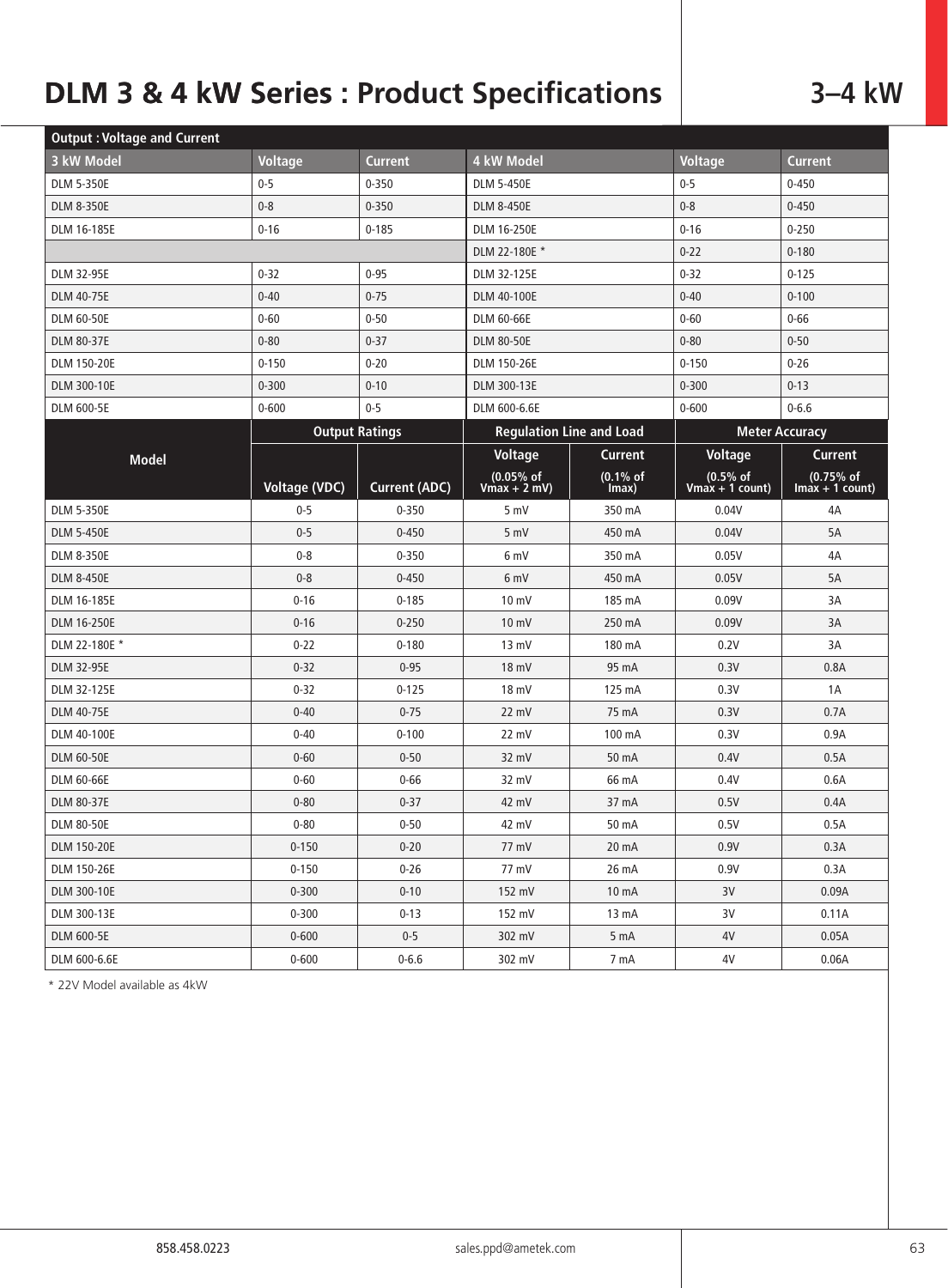# DLM 3 & 4 kW Series : Product Specifications

## 3–4 kW

| Output : Voltage and Current | | | | | |
|---|---|---|---|---|---|
| **3 kW Model** | **Voltage** | **Current** | **4 kW Model** | **Voltage** | **Current** |
| DLM 5-350E | 0-5 | 0-350 | DLM 5-450E | 0-5 | 0-450 |
| DLM 8-350E | 0-8 | 0-350 | DLM 8-450E | 0-8 | 0-450 |
| DLM 16-185E | 0-16 | 0-185 | DLM 16-250E | 0-16 | 0-250 |
| | | | DLM 22-180E * | 0-22 | 0-180 |
| DLM 32-95E | 0-32 | 0-95 | DLM 32-125E | 0-32 | 0-125 |
| DLM 40-75E | 0-40 | 0-75 | DLM 40-100E | 0-40 | 0-100 |
| DLM 60-50E | 0-60 | 0-50 | DLM 60-66E | 0-60 | 0-66 |
| DLM 80-37E | 0-80 | 0-37 | DLM 80-50E | 0-80 | 0-50 |
| DLM 150-20E | 0-150 | 0-20 | DLM 150-26E | 0-150 | 0-26 |
| DLM 300-10E | 0-300 | 0-10 | DLM 300-13E | 0-300 | 0-13 |
| DLM 600-5E | 0-600 | 0-5 | DLM 600-6.6E | 0-600 | 0-6.6 |

| Model | Output Ratings | | Regulation Line and Load | | Meter Accuracy | |
|---|---|---|---|---|---|---|
| | | | Voltage | Current | Voltage | Current |
| | Voltage (VDC) | Current (ADC) | (0.05% of Vmax + 2 mV) | (0.1% of Imax) | (0.5% of Vmax + 1 count) | (0.75% of Imax + 1 count) |
| DLM 5-350E | 0-5 | 0-350 | 5 mV | 350 mA | 0.04V | 4A |
| DLM 5-450E | 0-5 | 0-450 | 5 mV | 450 mA | 0.04V | 5A |
| DLM 8-350E | 0-8 | 0-350 | 6 mV | 350 mA | 0.05V | 4A |
| DLM 8-450E | 0-8 | 0-450 | 6 mV | 450 mA | 0.05V | 5A |
| DLM 16-185E | 0-16 | 0-185 | 10 mV | 185 mA | 0.09V | 3A |
| DLM 16-250E | 0-16 | 0-250 | 10 mV | 250 mA | 0.09V | 3A |
| DLM 22-180E * | 0-22 | 0-180 | 13 mV | 180 mA | 0.2V | 3A |
| DLM 32-95E | 0-32 | 0-95 | 18 mV | 95 mA | 0.3V | 0.8A |
| DLM 32-125E | 0-32 | 0-125 | 18 mV | 125 mA | 0.3V | 1A |
| DLM 40-75E | 0-40 | 0-75 | 22 mV | 75 mA | 0.3V | 0.7A |
| DLM 40-100E | 0-40 | 0-100 | 22 mV | 100 mA | 0.3V | 0.9A |
| DLM 60-50E | 0-60 | 0-50 | 32 mV | 50 mA | 0.4V | 0.5A |
| DLM 60-66E | 0-60 | 0-66 | 32 mV | 66 mA | 0.4V | 0.6A |
| DLM 80-37E | 0-80 | 0-37 | 42 mV | 37 mA | 0.5V | 0.4A |
| DLM 80-50E | 0-80 | 0-50 | 42 mV | 50 mA | 0.5V | 0.5A |
| DLM 150-20E | 0-150 | 0-20 | 77 mV | 20 mA | 0.9V | 0.3A |
| DLM 150-26E | 0-150 | 0-26 | 77 mV | 26 mA | 0.9V | 0.3A |
| DLM 300-10E | 0-300 | 0-10 | 152 mV | 10 mA | 3V | 0.09A |
| DLM 300-13E | 0-300 | 0-13 | 152 mV | 13 mA | 3V | 0.11A |
| DLM 600-5E | 0-600 | 0-5 | 302 mV | 5 mA | 4V | 0.05A |
| DLM 600-6.6E | 0-600 | 0-6.6 | 302 mV | 7 mA | 4V | 0.06A |

* 22V Model available as 4kW

858.458.0223 sales.ppd@ametek.com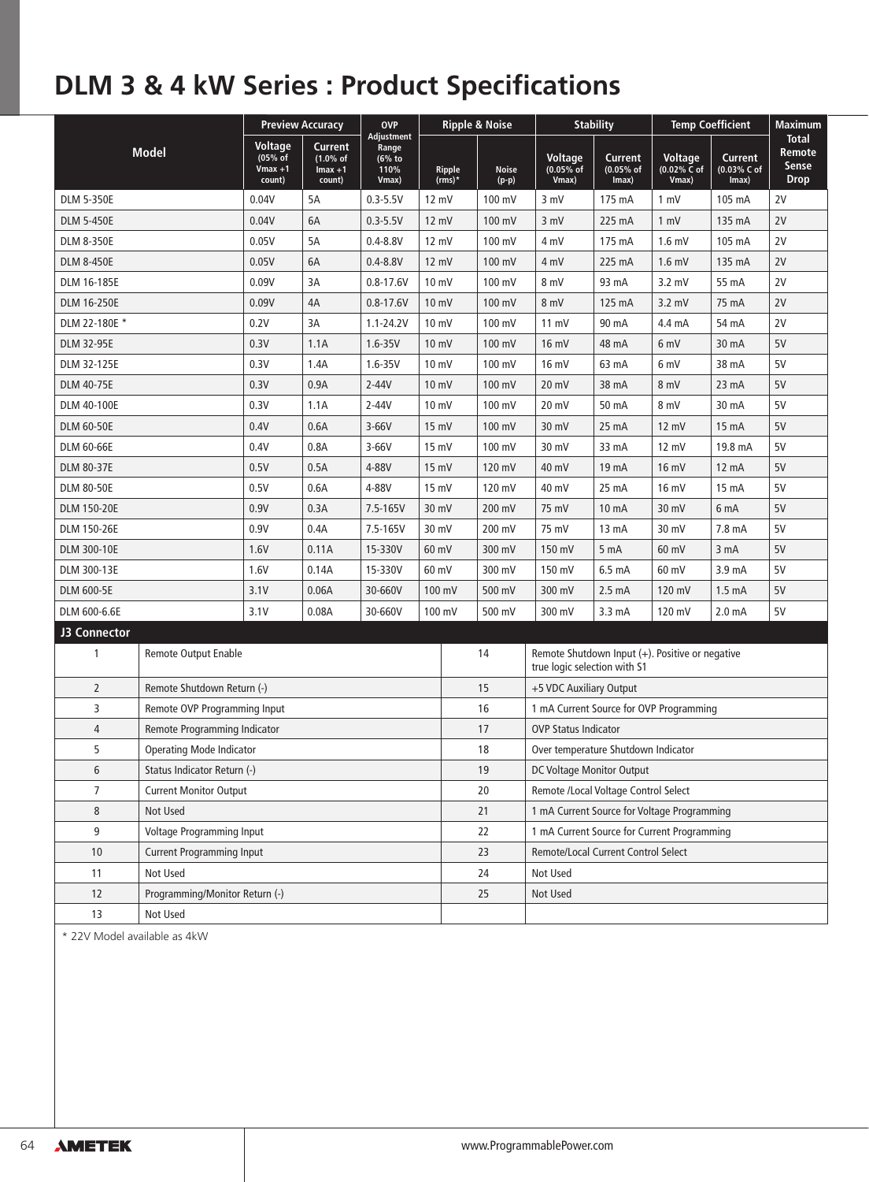# DLM 3 & 4 kW Series : Product Specifications

| Model | Preview Accuracy | | OVP Adjustment Range (6% to 110% Vmax) | Ripple & Noise | | Stability | | Temp Coefficient | | Maximum Total Remote Sense Drop |
|---|---|---|---|---|---|---|---|---|---|---|
| | Voltage (05% of Vmax +1 count) | Current (1.0% of Imax +1 count) | | Ripple (rms)* | Noise (p-p) | Voltage (0.05% of Vmax) | Current (0.05% of Imax) | Voltage (0.02% C of Vmax) | Current (0.03% C of Imax) | |
| DLM 5-350E | 0.04V | 5A | 0.3-5.5V | 12 mV | 100 mV | 3 mV | 175 mA | 1 mV | 105 mA | 2V |
| DLM 5-450E | 0.04V | 6A | 0.3-5.5V | 12 mV | 100 mV | 3 mV | 225 mA | 1 mV | 135 mA | 2V |
| DLM 8-350E | 0.05V | 5A | 0.4-8.8V | 12 mV | 100 mV | 4 mV | 175 mA | 1.6 mV | 105 mA | 2V |
| DLM 8-450E | 0.05V | 6A | 0.4-8.8V | 12 mV | 100 mV | 4 mV | 225 mA | 1.6 mV | 135 mA | 2V |
| DLM 16-185E | 0.09V | 3A | 0.8-17.6V | 10 mV | 100 mV | 8 mV | 93 mA | 3.2 mV | 55 mA | 2V |
| DLM 16-250E | 0.09V | 4A | 0.8-17.6V | 10 mV | 100 mV | 8 mV | 125 mA | 3.2 mV | 75 mA | 2V |
| DLM 22-180E * | 0.2V | 3A | 1.1-24.2V | 10 mV | 100 mV | 11 mV | 90 mA | 4.4 mA | 54 mA | 2V |
| DLM 32-95E | 0.3V | 1.1A | 1.6-35V | 10 mV | 100 mV | 16 mV | 48 mA | 6 mV | 30 mA | 5V |
| DLM 32-125E | 0.3V | 1.4A | 1.6-35V | 10 mV | 100 mV | 16 mV | 63 mA | 6 mV | 38 mA | 5V |
| DLM 40-75E | 0.3V | 0.9A | 2-44V | 10 mV | 100 mV | 20 mV | 38 mA | 8 mV | 23 mA | 5V |
| DLM 40-100E | 0.3V | 1.1A | 2-44V | 10 mV | 100 mV | 20 mV | 50 mA | 8 mV | 30 mA | 5V |
| DLM 60-50E | 0.4V | 0.6A | 3-66V | 15 mV | 100 mV | 30 mV | 25 mA | 12 mV | 15 mA | 5V |
| DLM 60-66E | 0.4V | 0.8A | 3-66V | 15 mV | 100 mV | 30 mV | 33 mA | 12 mV | 19.8 mA | 5V |
| DLM 80-37E | 0.5V | 0.5A | 4-88V | 15 mV | 120 mV | 40 mV | 19 mA | 16 mV | 12 mA | 5V |
| DLM 80-50E | 0.5V | 0.6A | 4-88V | 15 mV | 120 mV | 40 mV | 25 mA | 16 mV | 15 mA | 5V |
| DLM 150-20E | 0.9V | 0.3A | 7.5-165V | 30 mV | 200 mV | 75 mV | 10 mA | 30 mV | 6 mA | 5V |
| DLM 150-26E | 0.9V | 0.4A | 7.5-165V | 30 mV | 200 mV | 75 mV | 13 mA | 30 mV | 7.8 mA | 5V |
| DLM 300-10E | 1.6V | 0.11A | 15-330V | 60 mV | 300 mV | 150 mV | 5 mA | 60 mV | 3 mA | 5V |
| DLM 300-13E | 1.6V | 0.14A | 15-330V | 60 mV | 300 mV | 150 mV | 6.5 mA | 60 mV | 3.9 mA | 5V |
| DLM 600-5E | 3.1V | 0.06A | 30-660V | 100 mV | 500 mV | 300 mV | 2.5 mA | 120 mV | 1.5 mA | 5V |
| DLM 600-6.6E | 3.1V | 0.08A | 30-660V | 100 mV | 500 mV | 300 mV | 3.3 mA | 120 mV | 2.0 mA | 5V |

### J3 Connector

| Pin | Function | Pin | Function |
|---|---|---|---|
| 1 | Remote Output Enable | 14 | Remote Shutdown Input (+). Positive or negative true logic selection with S1 |
| 2 | Remote Shutdown Return (-) | 15 | +5 VDC Auxiliary Output |
| 3 | Remote OVP Programming Input | 16 | 1 mA Current Source for OVP Programming |
| 4 | Remote Programming Indicator | 17 | OVP Status Indicator |
| 5 | Operating Mode Indicator | 18 | Over temperature Shutdown Indicator |
| 6 | Status Indicator Return (-) | 19 | DC Voltage Monitor Output |
| 7 | Current Monitor Output | 20 | Remote /Local Voltage Control Select |
| 8 | Not Used | 21 | 1 mA Current Source for Voltage Programming |
| 9 | Voltage Programming Input | 22 | 1 mA Current Source for Current Programming |
| 10 | Current Programming Input | 23 | Remote/Local Current Control Select |
| 11 | Not Used | 24 | Not Used |
| 12 | Programming/Monitor Return (-) | 25 | Not Used |
| 13 | Not Used | | |

* 22V Model available as 4kW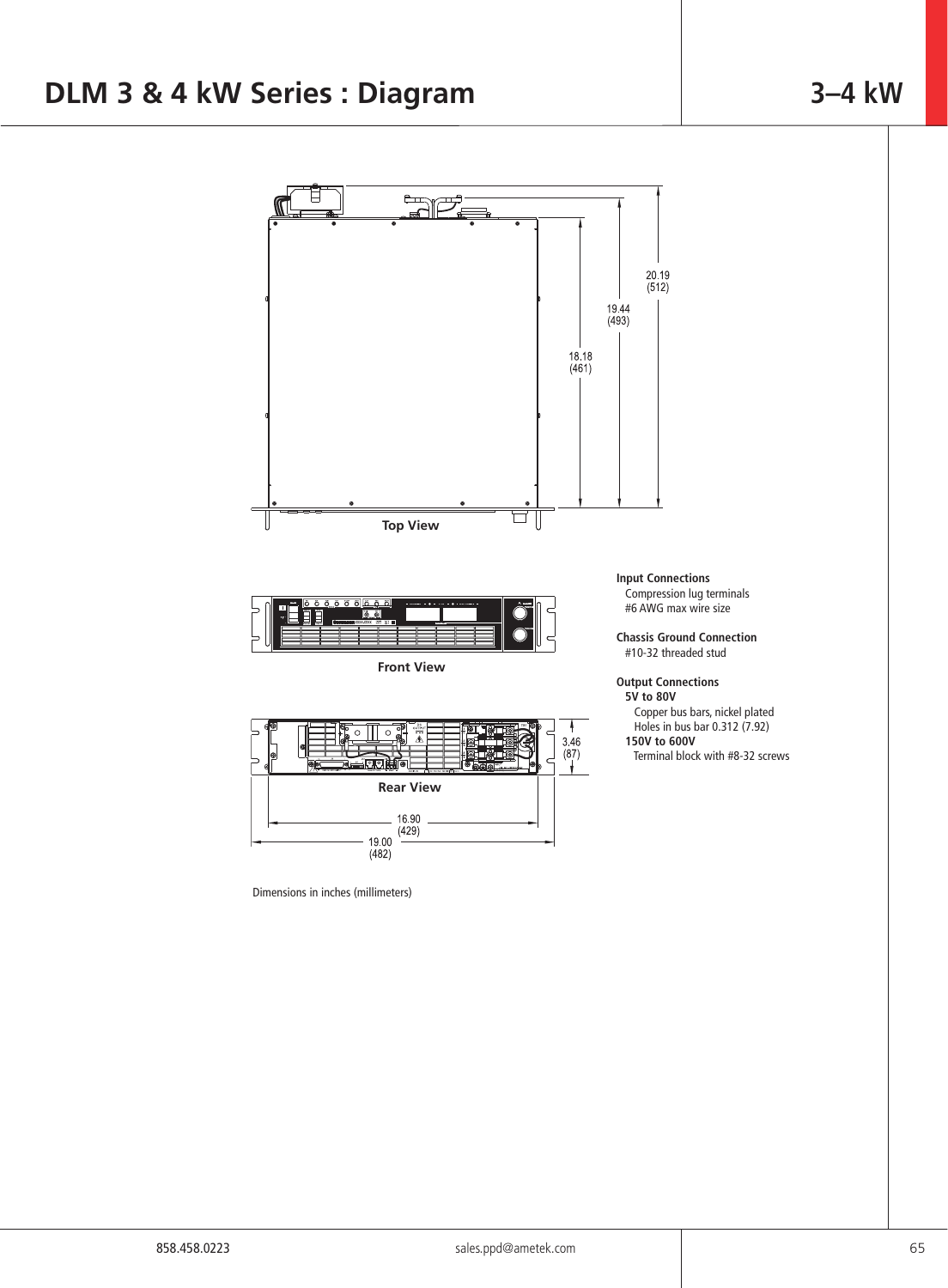# DLM 3 & 4 kW Series : Diagram

## 3–4 kW

18.18 (461)

19.44 (493)

20.19 (512)

**Top View**

**Front View**

**Rear View**

3.46 (87)

16.90 (429)

19.00 (482)

Dimensions in inches (millimeters)

**Input Connections**
Compression lug terminals
#6 AWG max wire size

**Chassis Ground Connection**
#10-32 threaded stud

**Output Connections**
**5V to 80V**
Copper bus bars, nickel plated
Holes in bus bar 0.312 (7.92)
**150V to 600V**
Terminal block with #8-32 screws

858.458.0223 sales.ppd@ametek.com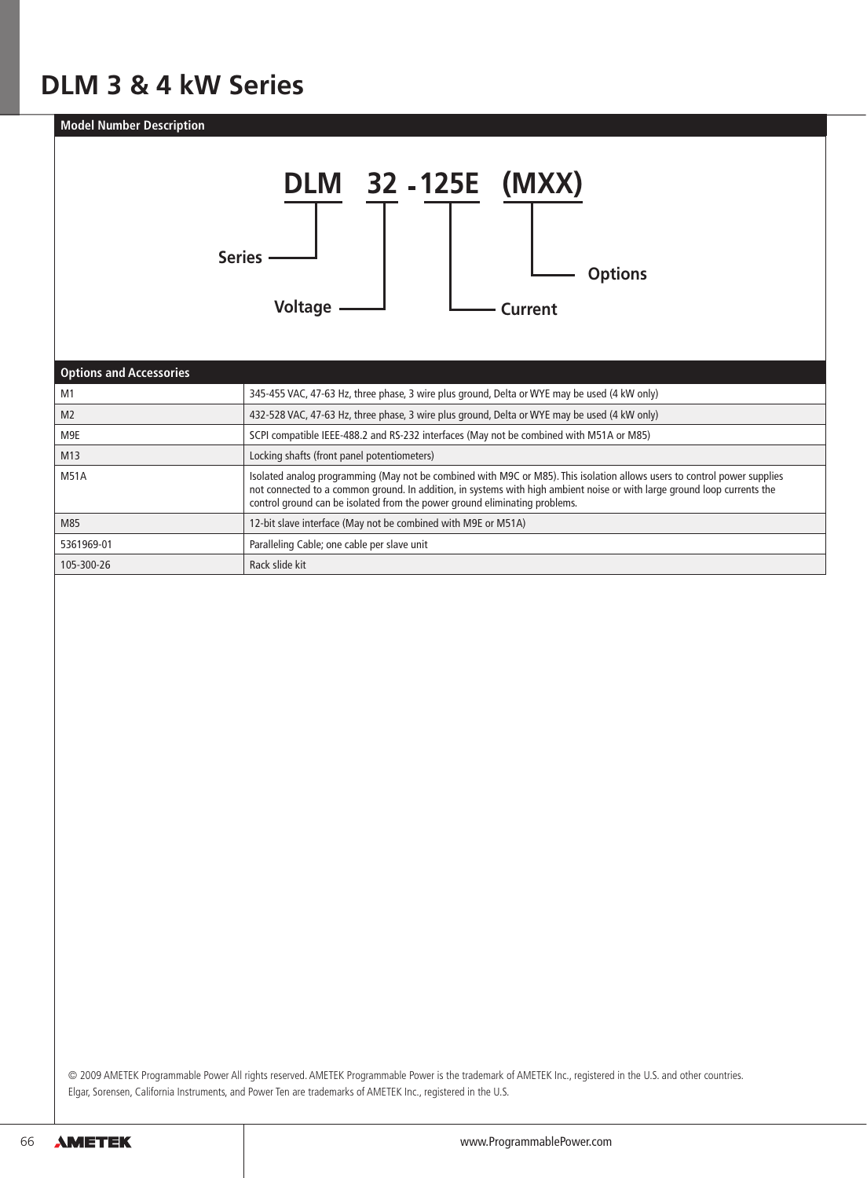# DLM 3 & 4 kW Series

## Model Number Description

DLM 32 - 125E (MXX)

- DLM: Series
- 32: Voltage
- 125E: Current
- (MXX): Options

## Options and Accessories

| | |
|---|---|
| M1 | 345-455 VAC, 47-63 Hz, three phase, 3 wire plus ground, Delta or WYE may be used (4 kW only) |
| M2 | 432-528 VAC, 47-63 Hz, three phase, 3 wire plus ground, Delta or WYE may be used (4 kW only) |
| M9E | SCPI compatible IEEE-488.2 and RS-232 interfaces (May not be combined with M51A or M85) |
| M13 | Locking shafts (front panel potentiometers) |
| M51A | Isolated analog programming (May not be combined with M9C or M85). This isolation allows users to control power supplies not connected to a common ground. In addition, in systems with high ambient noise or with large ground loop currents the control ground can be isolated from the power ground eliminating problems. |
| M85 | 12-bit slave interface (May not be combined with M9E or M51A) |
| 5361969-01 | Paralleling Cable; one cable per slave unit |
| 105-300-26 | Rack slide kit |

© 2009 AMETEK Programmable Power All rights reserved. AMETEK Programmable Power is the trademark of AMETEK Inc., registered in the U.S. and other countries.
Elgar, Sorensen, California Instruments, and Power Ten are trademarks of AMETEK Inc., registered in the U.S.

AMETEK

www.ProgrammablePower.com